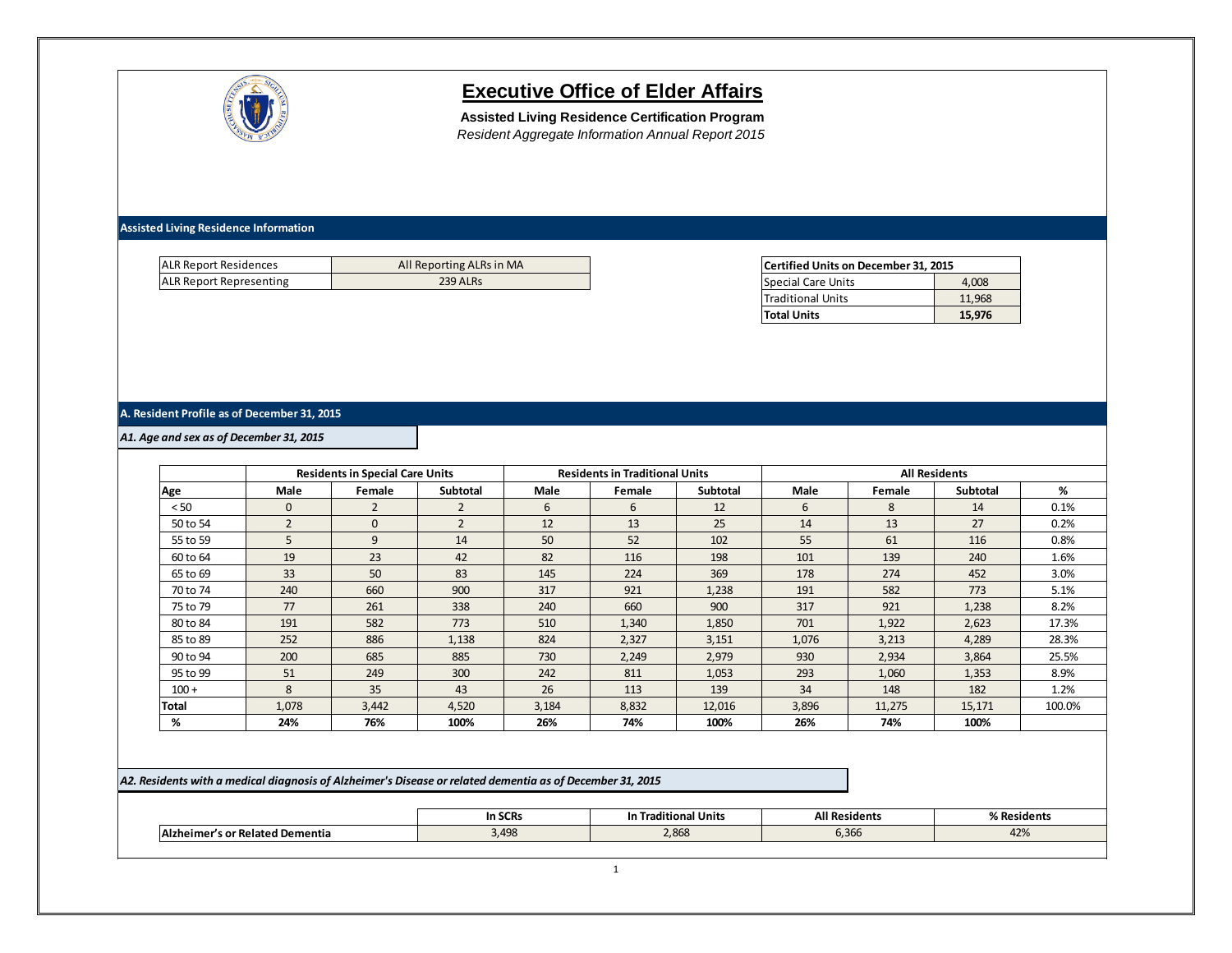# Executive Office of Elder Affairs

**Assisted Living Residence Certification Program**

*Resident Aggregate Information Annual Report 2015*

## Assisted Living Residence Information

| | |
|---|---|
| ALR Report Residences | All Reporting ALRs in MA |
| ALR Report Representing | 239 ALRs |

| Certified Units on December 31, 2015 | |
|---|---|
| Special Care Units | 4,008 |
| Traditional Units | 11,968 |
| **Total Units** | **15,976** |

## A. Resident Profile as of December 31, 2015

### *A1. Age and sex as of December 31, 2015*

| | Residents in Special Care Units | | | Residents in Traditional Units | | | All Residents | | | |
|---|---|---|---|---|---|---|---|---|---|---|
| **Age** | **Male** | **Female** | **Subtotal** | **Male** | **Female** | **Subtotal** | **Male** | **Female** | **Subtotal** | **%** |
| < 50 | 0 | 2 | 2 | 6 | 6 | 12 | 6 | 8 | 14 | 0.1% |
| 50 to 54 | 2 | 0 | 2 | 12 | 13 | 25 | 14 | 13 | 27 | 0.2% |
| 55 to 59 | 5 | 9 | 14 | 50 | 52 | 102 | 55 | 61 | 116 | 0.8% |
| 60 to 64 | 19 | 23 | 42 | 82 | 116 | 198 | 101 | 139 | 240 | 1.6% |
| 65 to 69 | 33 | 50 | 83 | 145 | 224 | 369 | 178 | 274 | 452 | 3.0% |
| 70 to 74 | 240 | 660 | 900 | 317 | 921 | 1,238 | 191 | 582 | 773 | 5.1% |
| 75 to 79 | 77 | 261 | 338 | 240 | 660 | 900 | 317 | 921 | 1,238 | 8.2% |
| 80 to 84 | 191 | 582 | 773 | 510 | 1,340 | 1,850 | 701 | 1,922 | 2,623 | 17.3% |
| 85 to 89 | 252 | 886 | 1,138 | 824 | 2,327 | 3,151 | 1,076 | 3,213 | 4,289 | 28.3% |
| 90 to 94 | 200 | 685 | 885 | 730 | 2,249 | 2,979 | 930 | 2,934 | 3,864 | 25.5% |
| 95 to 99 | 51 | 249 | 300 | 242 | 811 | 1,053 | 293 | 1,060 | 1,353 | 8.9% |
| 100 + | 8 | 35 | 43 | 26 | 113 | 139 | 34 | 148 | 182 | 1.2% |
| **Total** | 1,078 | 3,442 | 4,520 | 3,184 | 8,832 | 12,016 | 3,896 | 11,275 | 15,171 | 100.0% |
| **%** | **24%** | **76%** | **100%** | **26%** | **74%** | **100%** | **26%** | **74%** | **100%** | |

### *A2. Residents with a medical diagnosis of Alzheimer's Disease or related dementia as of December 31, 2015*

| | In SCRs | In Traditional Units | All Residents | % Residents |
|---|---|---|---|---|
| **Alzheimer's or Related Dementia** | 3,498 | 2,868 | 6,366 | 42% |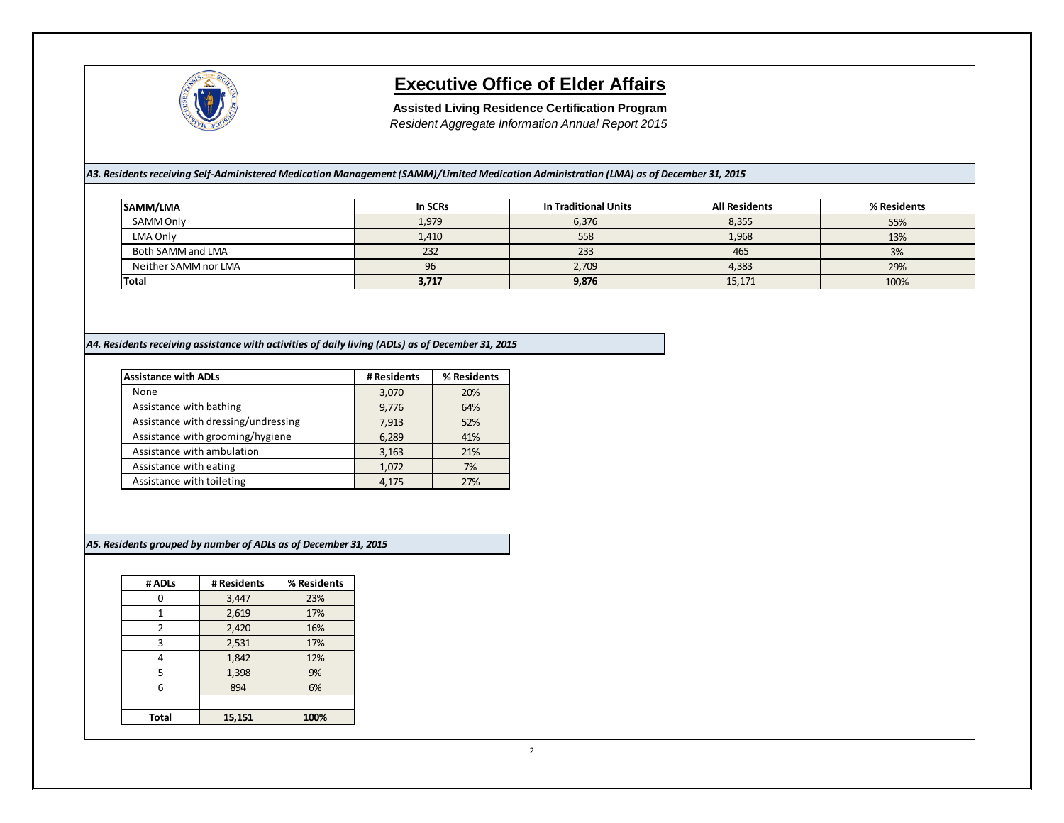# Executive Office of Elder Affairs

**Assisted Living Residence Certification Program**

*Resident Aggregate Information Annual Report 2015*

***A3. Residents receiving Self-Administered Medication Management (SAMM)/Limited Medication Administration (LMA) as of December 31, 2015***

| SAMM/LMA | In SCRs | In Traditional Units | All Residents | % Residents |
|---|---|---|---|---|
| SAMM Only | 1,979 | 6,376 | 8,355 | 55% |
| LMA Only | 1,410 | 558 | 1,968 | 13% |
| Both SAMM and LMA | 232 | 233 | 465 | 3% |
| Neither SAMM nor LMA | 96 | 2,709 | 4,383 | 29% |
| **Total** | **3,717** | **9,876** | 15,171 | 100% |

***A4. Residents receiving assistance with activities of daily living (ADLs) as of December 31, 2015***

| Assistance with ADLs | # Residents | % Residents |
|---|---|---|
| None | 3,070 | 20% |
| Assistance with bathing | 9,776 | 64% |
| Assistance with dressing/undressing | 7,913 | 52% |
| Assistance with grooming/hygiene | 6,289 | 41% |
| Assistance with ambulation | 3,163 | 21% |
| Assistance with eating | 1,072 | 7% |
| Assistance with toileting | 4,175 | 27% |

***A5. Residents grouped by number of ADLs as of December 31, 2015***

| # ADLs | # Residents | % Residents |
|---|---|---|
| 0 | 3,447 | 23% |
| 1 | 2,619 | 17% |
| 2 | 2,420 | 16% |
| 3 | 2,531 | 17% |
| 4 | 1,842 | 12% |
| 5 | 1,398 | 9% |
| 6 | 894 | 6% |
| | | |
| **Total** | **15,151** | **100%** |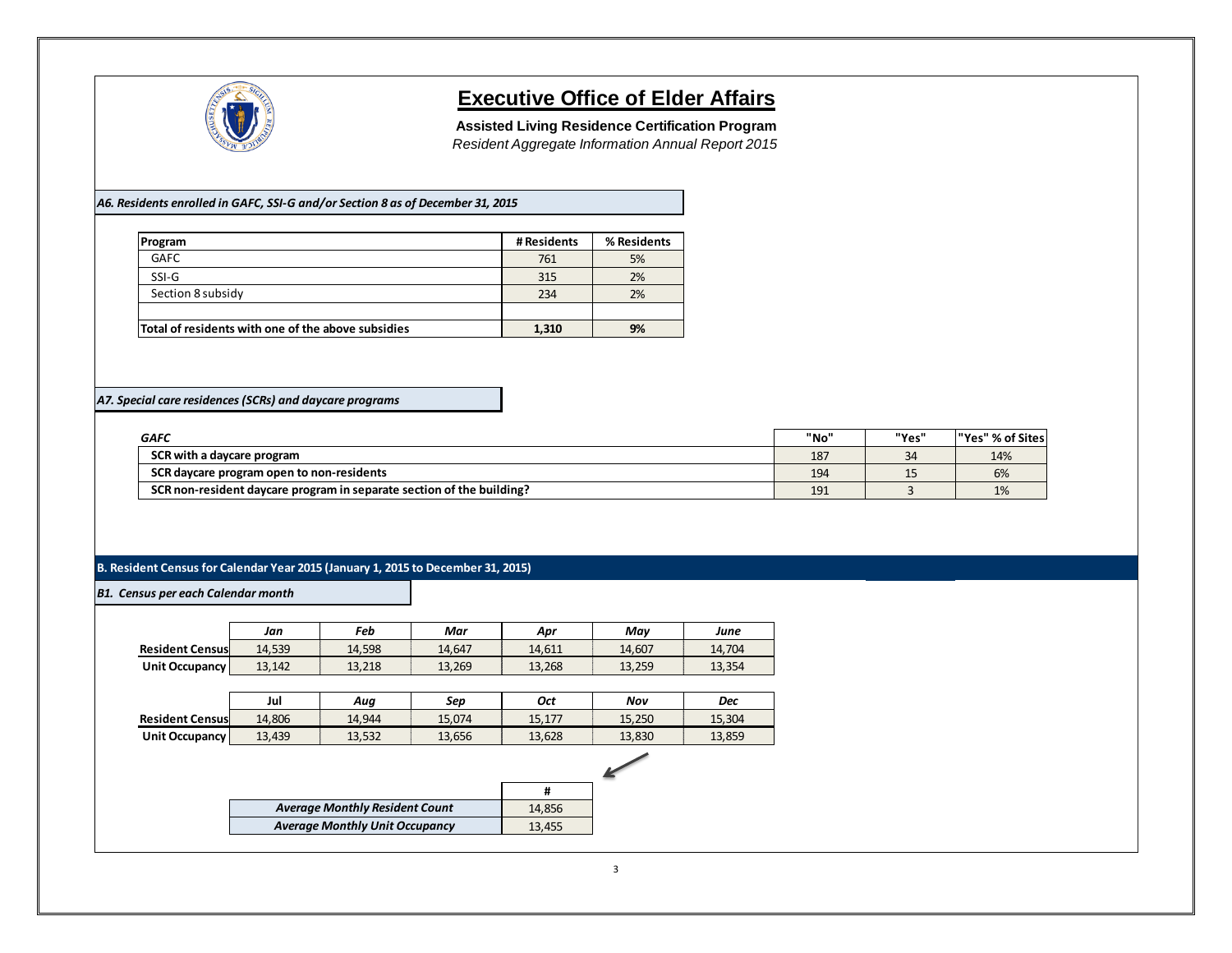# Executive Office of Elder Affairs

**Assisted Living Residence Certification Program**

*Resident Aggregate Information Annual Report 2015*

### *A6. Residents enrolled in GAFC, SSI-G and/or Section 8 as of December 31, 2015*

| Program | # Residents | % Residents |
|---|---|---|
| GAFC | 761 | 5% |
| SSI-G | 315 | 2% |
| Section 8 subsidy | 234 | 2% |
| | | |
| **Total of residents with one of the above subsidies** | **1,310** | **9%** |

### *A7. Special care residences (SCRs) and daycare programs*

| *GAFC* | "No" | "Yes" | "Yes" % of Sites |
|---|---|---|---|
| **SCR with a daycare program** | 187 | 34 | 14% |
| **SCR daycare program open to non-residents** | 194 | 15 | 6% |
| **SCR non-resident daycare program in separate section of the building?** | 191 | 3 | 1% |

## B. Resident Census for Calendar Year 2015 (January 1, 2015 to December 31, 2015)

### *B1. Census per each Calendar month*

| | *Jan* | *Feb* | *Mar* | *Apr* | *May* | *June* |
|---|---|---|---|---|---|---|
| **Resident Census** | 14,539 | 14,598 | 14,647 | 14,611 | 14,607 | 14,704 |
| **Unit Occupancy** | 13,142 | 13,218 | 13,269 | 13,268 | 13,259 | 13,354 |

| | Jul | *Aug* | *Sep* | *Oct* | *Nov* | *Dec* |
|---|---|---|---|---|---|---|
| **Resident Census** | 14,806 | 14,944 | 15,074 | 15,177 | 15,250 | 15,304 |
| **Unit Occupancy** | 13,439 | 13,532 | 13,656 | 13,628 | 13,830 | 13,859 |

| | # |
|---|---|
| ***Average Monthly Resident Count*** | 14,856 |
| ***Average Monthly Unit Occupancy*** | 13,455 |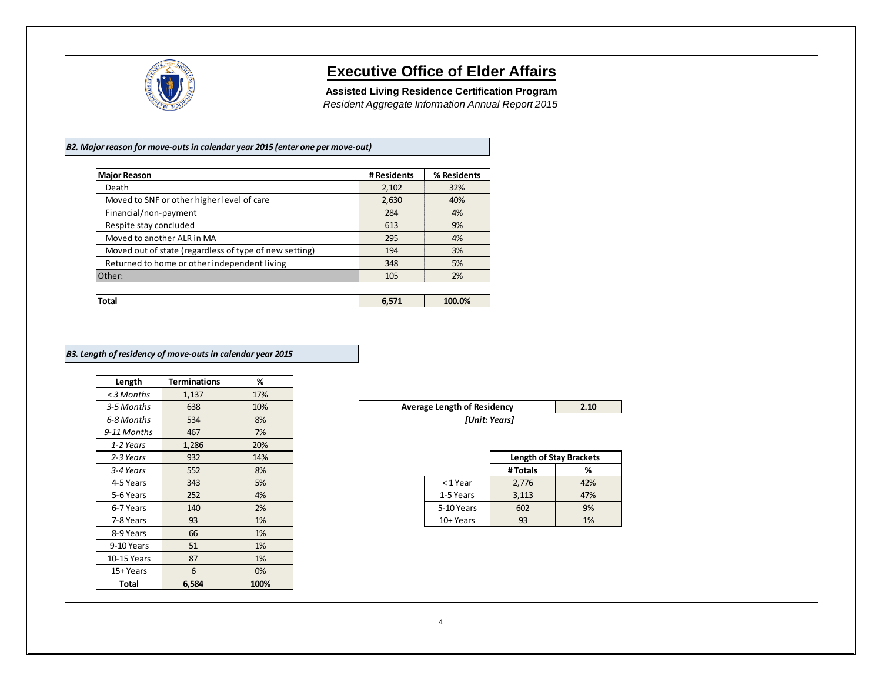# Executive Office of Elder Affairs

**Assisted Living Residence Certification Program**

*Resident Aggregate Information Annual Report 2015*

***B2. Major reason for move-outs in calendar year 2015 (enter one per move-out)***

| Major Reason | # Residents | % Residents |
|---|---|---|
| Death | 2,102 | 32% |
| Moved to SNF or other higher level of care | 2,630 | 40% |
| Financial/non-payment | 284 | 4% |
| Respite stay concluded | 613 | 9% |
| Moved to another ALR in MA | 295 | 4% |
| Moved out of state (regardless of type of new setting) | 194 | 3% |
| Returned to home or other independent living | 348 | 5% |
| Other: | 105 | 2% |
| | | |
| **Total** | **6,571** | **100.0%** |

***B3. Length of residency of move-outs in calendar year 2015***

| Length | Terminations | % |
|---|---|---|
| *< 3 Months* | 1,137 | 17% |
| *3-5 Months* | 638 | 10% |
| *6-8 Months* | 534 | 8% |
| *9-11 Months* | 467 | 7% |
| *1-2 Years* | 1,286 | 20% |
| *2-3 Years* | 932 | 14% |
| *3-4 Years* | 552 | 8% |
| 4-5 Years | 343 | 5% |
| 5-6 Years | 252 | 4% |
| 6-7 Years | 140 | 2% |
| 7-8 Years | 93 | 1% |
| 8-9 Years | 66 | 1% |
| 9-10 Years | 51 | 1% |
| 10-15 Years | 87 | 1% |
| 15+ Years | 6 | 0% |
| **Total** | **6,584** | **100%** |

| Average Length of Residency | 2.10 |
|---|---|

***[Unit: Years]***

| | Length of Stay Brackets | |
|---|---|---|
| | **# Totals** | **%** |
| < 1 Year | 2,776 | 42% |
| 1-5 Years | 3,113 | 47% |
| 5-10 Years | 602 | 9% |
| 10+ Years | 93 | 1% |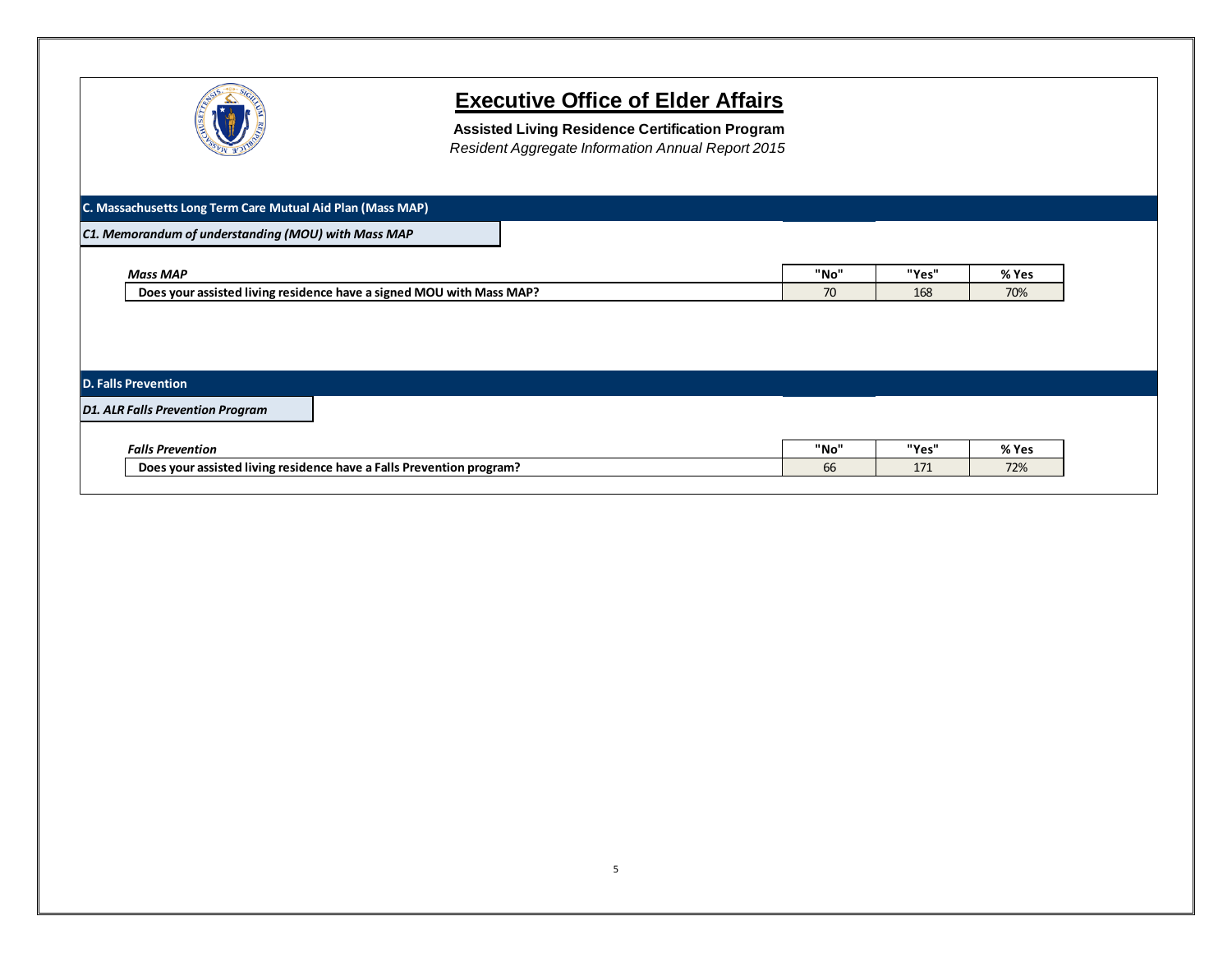# Executive Office of Elder Affairs

**Assisted Living Residence Certification Program**

*Resident Aggregate Information Annual Report 2015*

## C. Massachusetts Long Term Care Mutual Aid Plan (Mass MAP)

### *C1. Memorandum of understanding (MOU) with Mass MAP*

| *Mass MAP* | "No" | "Yes" | % Yes |
|---|---|---|---|
| **Does your assisted living residence have a signed MOU with Mass MAP?** | 70 | 168 | 70% |

## D. Falls Prevention

### *D1. ALR Falls Prevention Program*

| *Falls Prevention* | "No" | "Yes" | % Yes |
|---|---|---|---|
| **Does your assisted living residence have a Falls Prevention program?** | 66 | 171 | 72% |